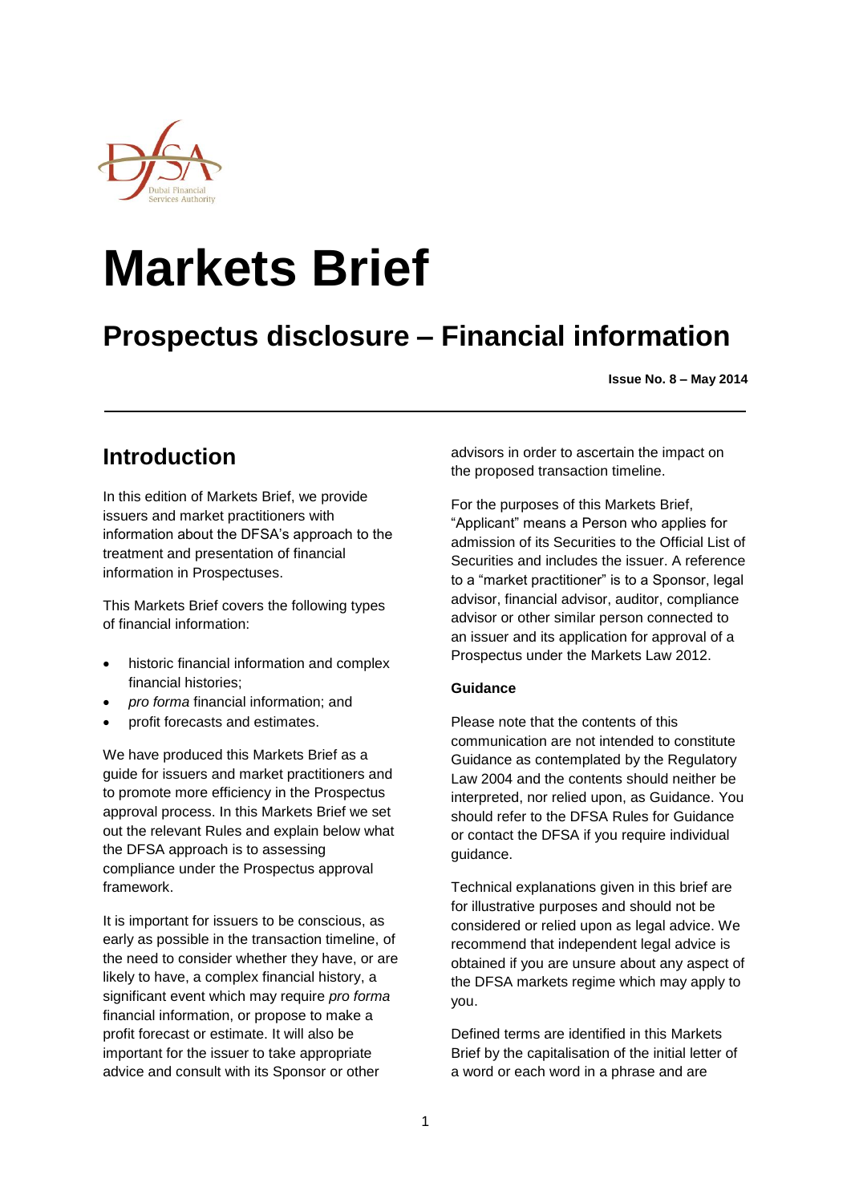# Markets Brief

## Prospectus disclosure – Financial information

**Issue No. 8 – May 2014**

## Introduction

In this edition of Markets Brief, we provide issuers and market practitioners with information about the DFSA's approach to the treatment and presentation of financial information in Prospectuses.

This Markets Brief covers the following types of financial information:

- historic financial information and complex financial histories;
- *pro forma* financial information; and
- profit forecasts and estimates.

We have produced this Markets Brief as a guide for issuers and market practitioners and to promote more efficiency in the Prospectus approval process. In this Markets Brief we set out the relevant Rules and explain below what the DFSA approach is to assessing compliance under the Prospectus approval framework.

It is important for issuers to be conscious, as early as possible in the transaction timeline, of the need to consider whether they have, or are likely to have, a complex financial history, a significant event which may require *pro forma* financial information, or propose to make a profit forecast or estimate. It will also be important for the issuer to take appropriate advice and consult with its Sponsor or other advisors in order to ascertain the impact on the proposed transaction timeline.

For the purposes of this Markets Brief, "Applicant" means a Person who applies for admission of its Securities to the Official List of Securities and includes the issuer. A reference to a "market practitioner" is to a Sponsor, legal advisor, financial advisor, auditor, compliance advisor or other similar person connected to an issuer and its application for approval of a Prospectus under the Markets Law 2012.

**Guidance**

Please note that the contents of this communication are not intended to constitute Guidance as contemplated by the Regulatory Law 2004 and the contents should neither be interpreted, nor relied upon, as Guidance. You should refer to the DFSA Rules for Guidance or contact the DFSA if you require individual guidance.

Technical explanations given in this brief are for illustrative purposes and should not be considered or relied upon as legal advice. We recommend that independent legal advice is obtained if you are unsure about any aspect of the DFSA markets regime which may apply to you.

Defined terms are identified in this Markets Brief by the capitalisation of the initial letter of a word or each word in a phrase and are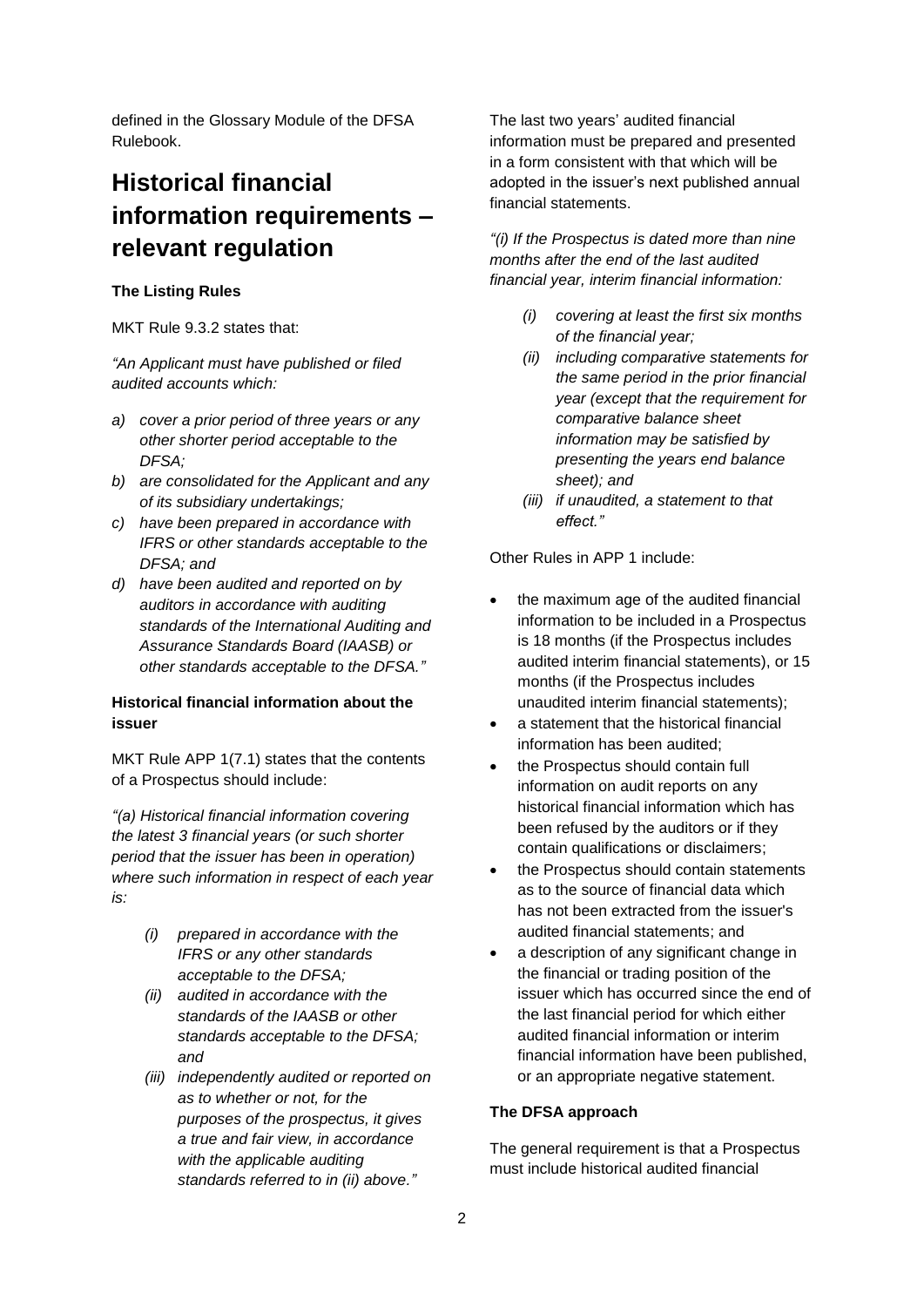defined in the Glossary Module of the DFSA Rulebook.

# Historical financial information requirements – relevant regulation

**The Listing Rules**

MKT Rule 9.3.2 states that:

*"An Applicant must have published or filed audited accounts which:*

*a) cover a prior period of three years or any other shorter period acceptable to the DFSA;*

*b) are consolidated for the Applicant and any of its subsidiary undertakings;*

*c) have been prepared in accordance with IFRS or other standards acceptable to the DFSA; and*

*d) have been audited and reported on by auditors in accordance with auditing standards of the International Auditing and Assurance Standards Board (IAASB) or other standards acceptable to the DFSA."*

**Historical financial information about the issuer**

MKT Rule APP 1(7.1) states that the contents of a Prospectus should include:

*"(a) Historical financial information covering the latest 3 financial years (or such shorter period that the issuer has been in operation) where such information in respect of each year is:*

> *(i) prepared in accordance with the IFRS or any other standards acceptable to the DFSA;*
>
> *(ii) audited in accordance with the standards of the IAASB or other standards acceptable to the DFSA; and*
>
> *(iii) independently audited or reported on as to whether or not, for the purposes of the prospectus, it gives a true and fair view, in accordance with the applicable auditing standards referred to in (ii) above."*

The last two years' audited financial information must be prepared and presented in a form consistent with that which will be adopted in the issuer's next published annual financial statements.

*"(i) If the Prospectus is dated more than nine months after the end of the last audited financial year, interim financial information:*

> *(i) covering at least the first six months of the financial year;*
>
> *(ii) including comparative statements for the same period in the prior financial year (except that the requirement for comparative balance sheet information may be satisfied by presenting the years end balance sheet); and*
>
> *(iii) if unaudited, a statement to that effect."*

Other Rules in APP 1 include:

- the maximum age of the audited financial information to be included in a Prospectus is 18 months (if the Prospectus includes audited interim financial statements), or 15 months (if the Prospectus includes unaudited interim financial statements);
- a statement that the historical financial information has been audited;
- the Prospectus should contain full information on audit reports on any historical financial information which has been refused by the auditors or if they contain qualifications or disclaimers;
- the Prospectus should contain statements as to the source of financial data which has not been extracted from the issuer's audited financial statements; and
- a description of any significant change in the financial or trading position of the issuer which has occurred since the end of the last financial period for which either audited financial information or interim financial information have been published, or an appropriate negative statement.

**The DFSA approach**

The general requirement is that a Prospectus must include historical audited financial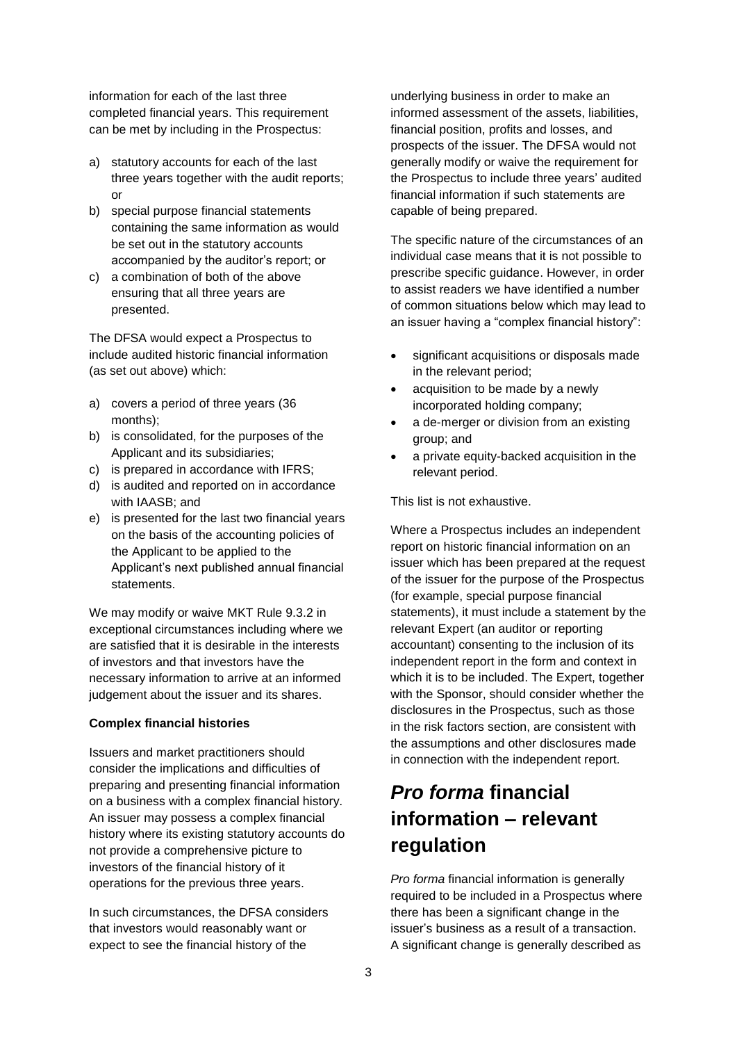information for each of the last three completed financial years. This requirement can be met by including in the Prospectus:

a) statutory accounts for each of the last three years together with the audit reports; or
b) special purpose financial statements containing the same information as would be set out in the statutory accounts accompanied by the auditor's report; or
c) a combination of both of the above ensuring that all three years are presented.

The DFSA would expect a Prospectus to include audited historic financial information (as set out above) which:

a) covers a period of three years (36 months);
b) is consolidated, for the purposes of the Applicant and its subsidiaries;
c) is prepared in accordance with IFRS;
d) is audited and reported on in accordance with IAASB; and
e) is presented for the last two financial years on the basis of the accounting policies of the Applicant to be applied to the Applicant's next published annual financial statements.

We may modify or waive MKT Rule 9.3.2 in exceptional circumstances including where we are satisfied that it is desirable in the interests of investors and that investors have the necessary information to arrive at an informed judgement about the issuer and its shares.

**Complex financial histories**

Issuers and market practitioners should consider the implications and difficulties of preparing and presenting financial information on a business with a complex financial history. An issuer may possess a complex financial history where its existing statutory accounts do not provide a comprehensive picture to investors of the financial history of it operations for the previous three years.

In such circumstances, the DFSA considers that investors would reasonably want or expect to see the financial history of the underlying business in order to make an informed assessment of the assets, liabilities, financial position, profits and losses, and prospects of the issuer. The DFSA would not generally modify or waive the requirement for the Prospectus to include three years' audited financial information if such statements are capable of being prepared.

The specific nature of the circumstances of an individual case means that it is not possible to prescribe specific guidance. However, in order to assist readers we have identified a number of common situations below which may lead to an issuer having a "complex financial history":

- significant acquisitions or disposals made in the relevant period;
- acquisition to be made by a newly incorporated holding company;
- a de-merger or division from an existing group; and
- a private equity-backed acquisition in the relevant period.

This list is not exhaustive.

Where a Prospectus includes an independent report on historic financial information on an issuer which has been prepared at the request of the issuer for the purpose of the Prospectus (for example, special purpose financial statements), it must include a statement by the relevant Expert (an auditor or reporting accountant) consenting to the inclusion of its independent report in the form and context in which it is to be included. The Expert, together with the Sponsor, should consider whether the disclosures in the Prospectus, such as those in the risk factors section, are consistent with the assumptions and other disclosures made in connection with the independent report.

# *Pro forma* financial information – relevant regulation

*Pro forma* financial information is generally required to be included in a Prospectus where there has been a significant change in the issuer's business as a result of a transaction. A significant change is generally described as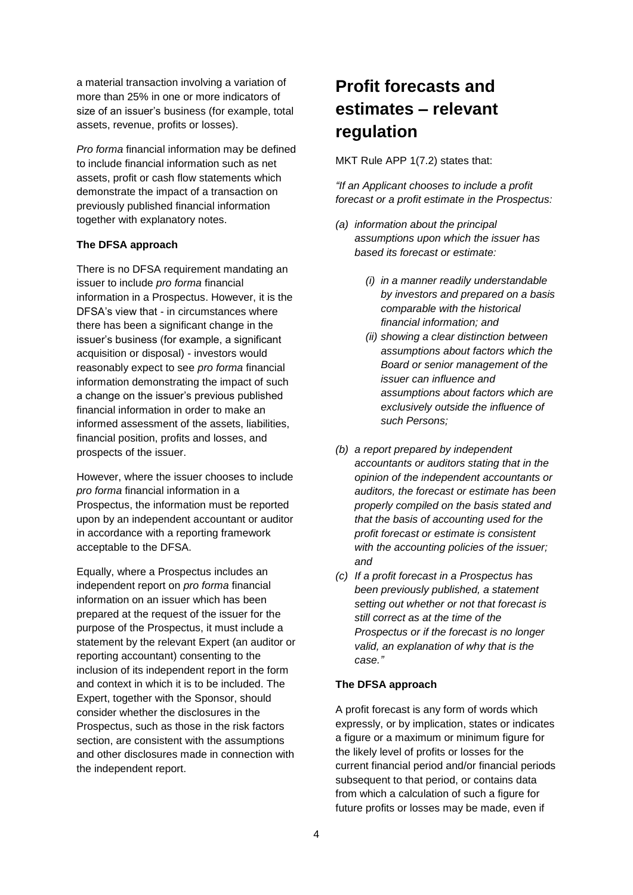a material transaction involving a variation of more than 25% in one or more indicators of size of an issuer's business (for example, total assets, revenue, profits or losses).

*Pro forma* financial information may be defined to include financial information such as net assets, profit or cash flow statements which demonstrate the impact of a transaction on previously published financial information together with explanatory notes.

**The DFSA approach**

There is no DFSA requirement mandating an issuer to include *pro forma* financial information in a Prospectus. However, it is the DFSA's view that - in circumstances where there has been a significant change in the issuer's business (for example, a significant acquisition or disposal) - investors would reasonably expect to see *pro forma* financial information demonstrating the impact of such a change on the issuer's previous published financial information in order to make an informed assessment of the assets, liabilities, financial position, profits and losses, and prospects of the issuer.

However, where the issuer chooses to include *pro forma* financial information in a Prospectus, the information must be reported upon by an independent accountant or auditor in accordance with a reporting framework acceptable to the DFSA.

Equally, where a Prospectus includes an independent report on *pro forma* financial information on an issuer which has been prepared at the request of the issuer for the purpose of the Prospectus, it must include a statement by the relevant Expert (an auditor or reporting accountant) consenting to the inclusion of its independent report in the form and context in which it is to be included. The Expert, together with the Sponsor, should consider whether the disclosures in the Prospectus, such as those in the risk factors section, are consistent with the assumptions and other disclosures made in connection with the independent report.

# Profit forecasts and estimates – relevant regulation

MKT Rule APP 1(7.2) states that:

*"If an Applicant chooses to include a profit forecast or a profit estimate in the Prospectus:*

*(a) information about the principal assumptions upon which the issuer has based its forecast or estimate:*

*(i) in a manner readily understandable by investors and prepared on a basis comparable with the historical financial information; and*

*(ii) showing a clear distinction between assumptions about factors which the Board or senior management of the issuer can influence and assumptions about factors which are exclusively outside the influence of such Persons;*

*(b) a report prepared by independent accountants or auditors stating that in the opinion of the independent accountants or auditors, the forecast or estimate has been properly compiled on the basis stated and that the basis of accounting used for the profit forecast or estimate is consistent with the accounting policies of the issuer; and*

*(c) If a profit forecast in a Prospectus has been previously published, a statement setting out whether or not that forecast is still correct as at the time of the Prospectus or if the forecast is no longer valid, an explanation of why that is the case."*

**The DFSA approach**

A profit forecast is any form of words which expressly, or by implication, states or indicates a figure or a maximum or minimum figure for the likely level of profits or losses for the current financial period and/or financial periods subsequent to that period, or contains data from which a calculation of such a figure for future profits or losses may be made, even if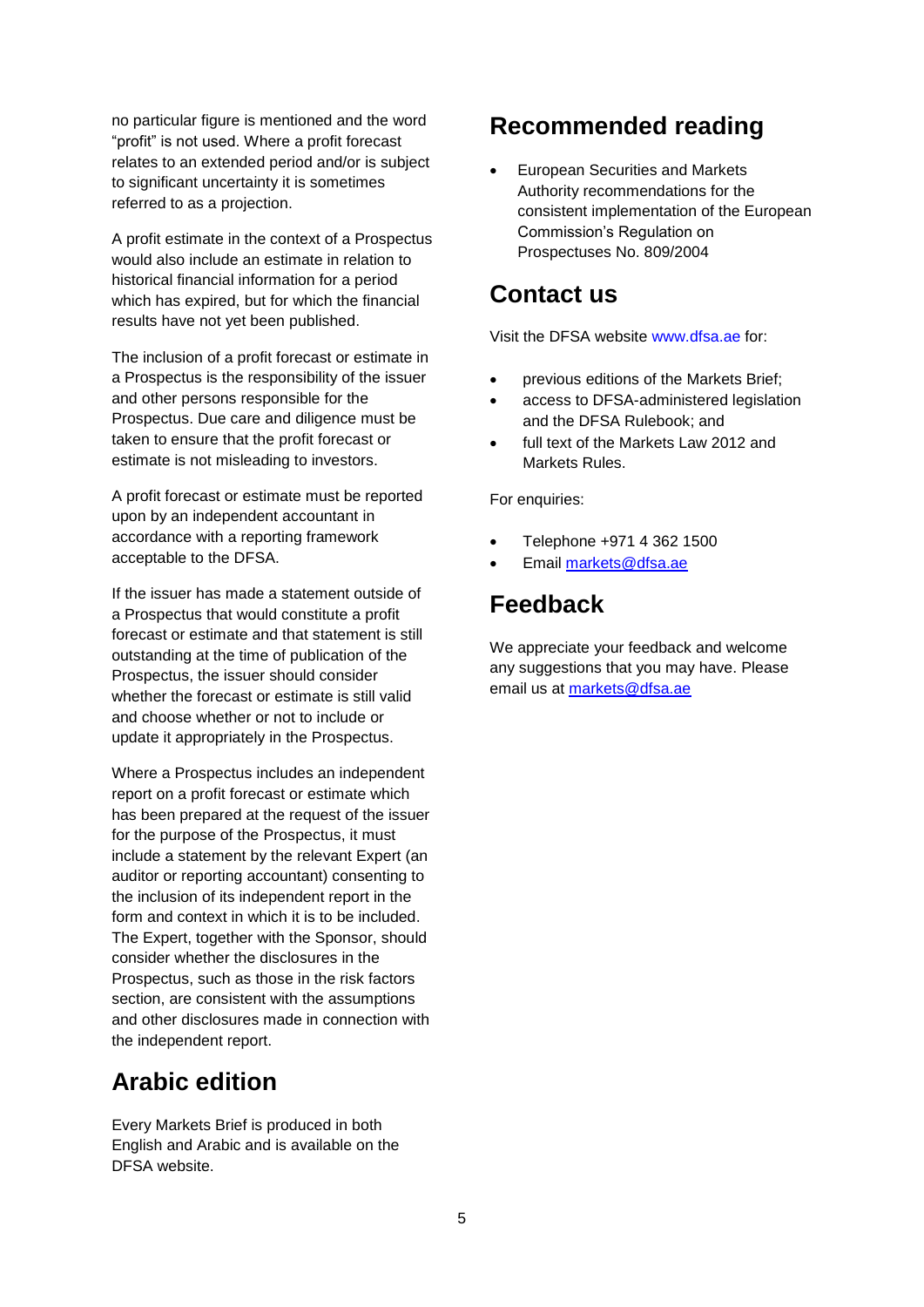no particular figure is mentioned and the word "profit" is not used. Where a profit forecast relates to an extended period and/or is subject to significant uncertainty it is sometimes referred to as a projection.

A profit estimate in the context of a Prospectus would also include an estimate in relation to historical financial information for a period which has expired, but for which the financial results have not yet been published.

The inclusion of a profit forecast or estimate in a Prospectus is the responsibility of the issuer and other persons responsible for the Prospectus. Due care and diligence must be taken to ensure that the profit forecast or estimate is not misleading to investors.

A profit forecast or estimate must be reported upon by an independent accountant in accordance with a reporting framework acceptable to the DFSA.

If the issuer has made a statement outside of a Prospectus that would constitute a profit forecast or estimate and that statement is still outstanding at the time of publication of the Prospectus, the issuer should consider whether the forecast or estimate is still valid and choose whether or not to include or update it appropriately in the Prospectus.

Where a Prospectus includes an independent report on a profit forecast or estimate which has been prepared at the request of the issuer for the purpose of the Prospectus, it must include a statement by the relevant Expert (an auditor or reporting accountant) consenting to the inclusion of its independent report in the form and context in which it is to be included. The Expert, together with the Sponsor, should consider whether the disclosures in the Prospectus, such as those in the risk factors section, are consistent with the assumptions and other disclosures made in connection with the independent report.

## Arabic edition

Every Markets Brief is produced in both English and Arabic and is available on the DFSA website.

## Recommended reading

- European Securities and Markets Authority recommendations for the consistent implementation of the European Commission's Regulation on Prospectuses No. 809/2004

## Contact us

Visit the DFSA website www.dfsa.ae for:

- previous editions of the Markets Brief;
- access to DFSA-administered legislation and the DFSA Rulebook; and
- full text of the Markets Law 2012 and Markets Rules.

For enquiries:

- Telephone +971 4 362 1500
- Email markets@dfsa.ae

## Feedback

We appreciate your feedback and welcome any suggestions that you may have. Please email us at markets@dfsa.ae